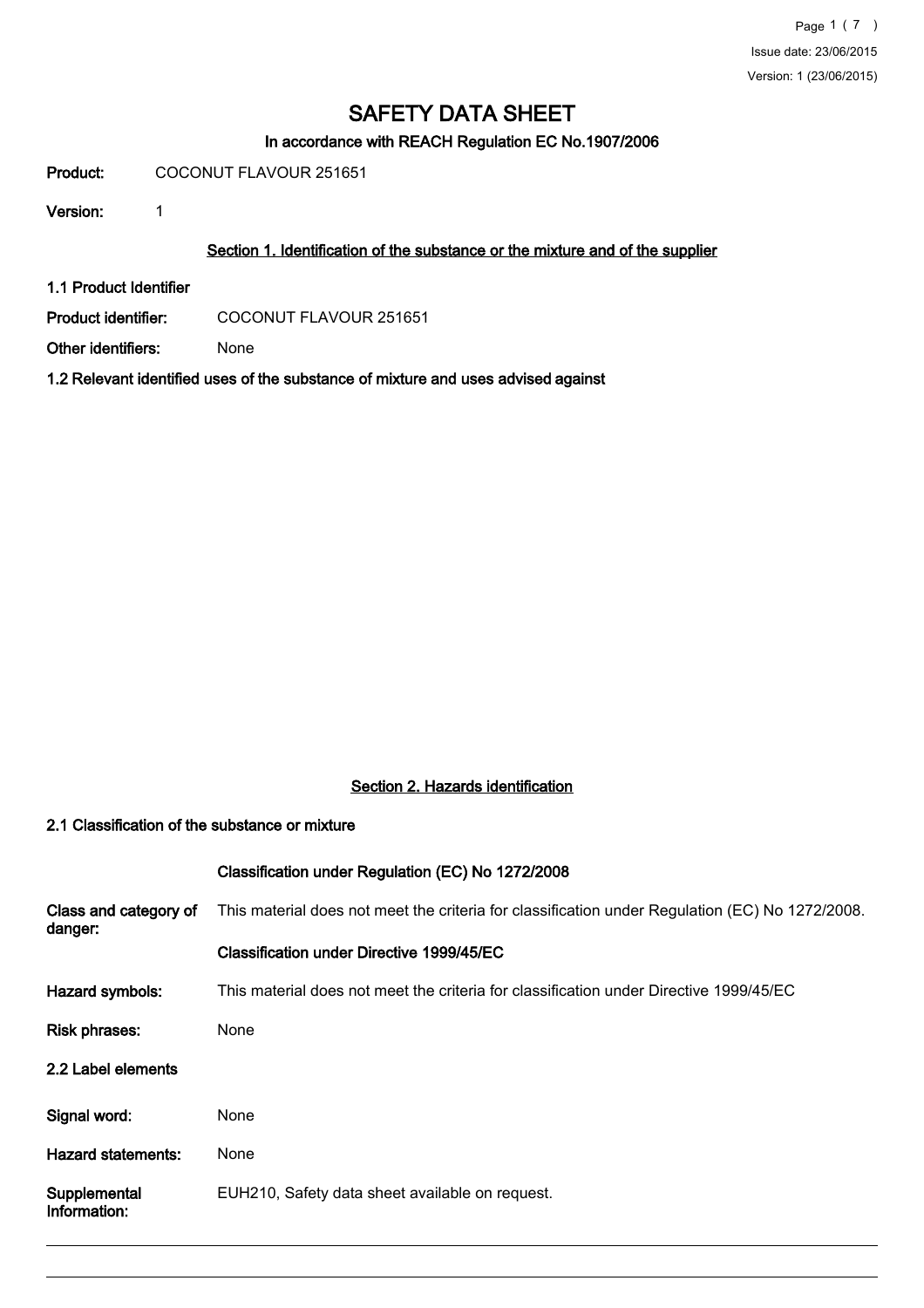# SAFETY DATA SHEET

### In accordance with REACH Regulation EC No.1907/2006

**Product:** COCONUT FLAVOUR 251651

**Version:** 1

## Section 1. Identification of the substance or the mixture and of the supplier

**1.1 Product Identifier**

**Product identifier:** COCONUT FLAVOUR 251651

**Other identifiers:** None

**1.2 Relevant identified uses of the substance of mixture and uses advised against**

## Section 2. Hazards identification

**2.1 Classification of the substance or mixture**

**Classification under Regulation (EC) No 1272/2008**

**Class and category of danger:** This material does not meet the criteria for classification under Regulation (EC) No 1272/2008.

**Classification under Directive 1999/45/EC**

**Hazard symbols:** This material does not meet the criteria for classification under Directive 1999/45/EC

**Risk phrases:** None

**2.2 Label elements**

**Signal word:** None

**Hazard statements:** None

**Supplemental Information:** EUH210, Safety data sheet available on request.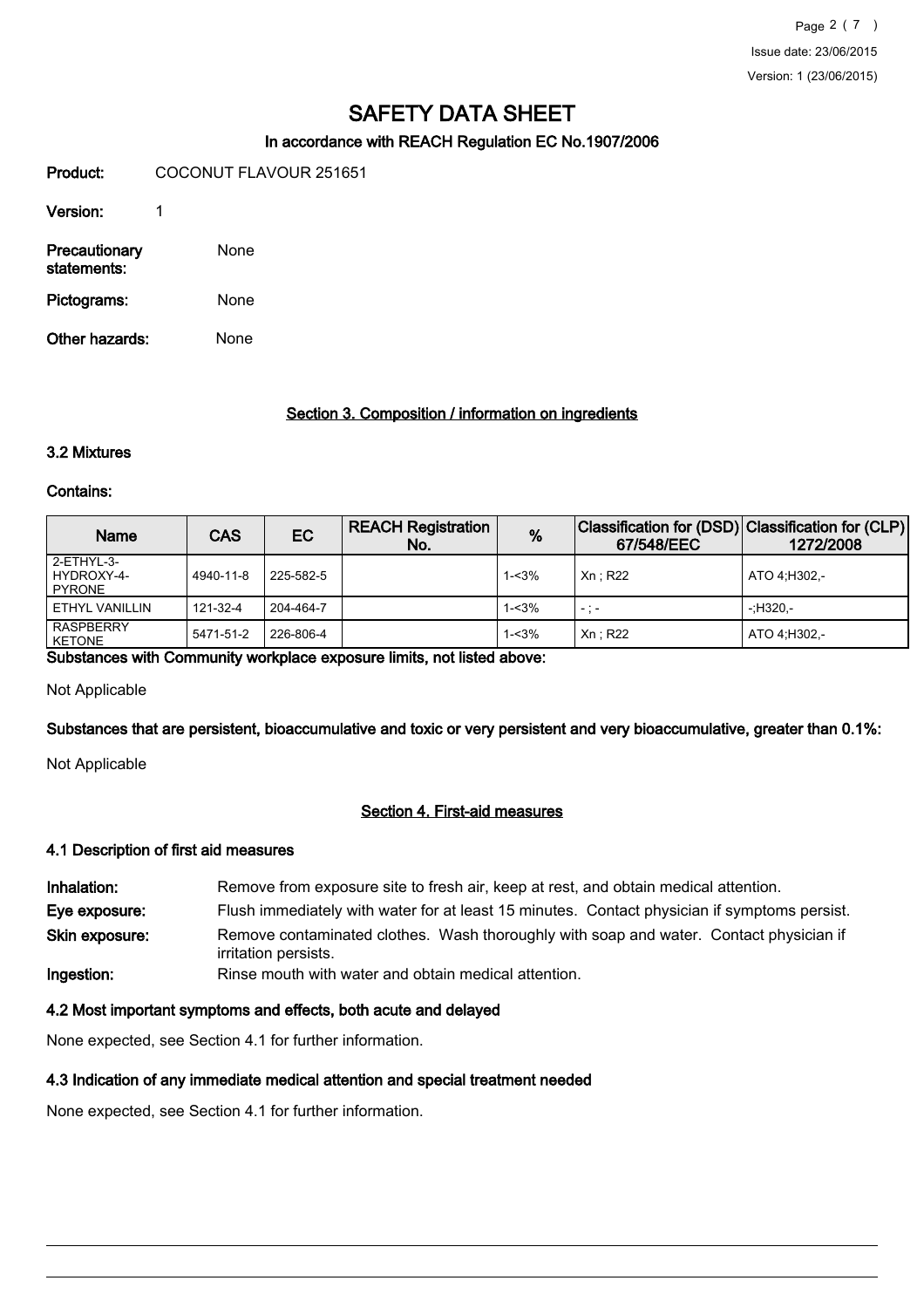# SAFETY DATA SHEET

### In accordance with REACH Regulation EC No.1907/2006

**Product:** COCONUT FLAVOUR 251651

**Version:** 1

**Precautionary statements:** None

**Pictograms:** None

**Other hazards:** None

## Section 3. Composition / information on ingredients

### 3.2 Mixtures

**Contains:**

| Name | CAS | EC | REACH Registration No. | % | Classification for (DSD) 67/548/EEC | Classification for (CLP) 1272/2008 |
|---|---|---|---|---|---|---|
| 2-ETHYL-3-HYDROXY-4-PYRONE | 4940-11-8 | 225-582-5 | | 1-<3% | Xn ; R22 | ATO 4;H302,- |
| ETHYL VANILLIN | 121-32-4 | 204-464-7 | | 1-<3% | - ; - | -;H320,- |
| RASPBERRY KETONE | 5471-51-2 | 226-806-4 | | 1-<3% | Xn ; R22 | ATO 4;H302,- |

**Substances with Community workplace exposure limits, not listed above:**

Not Applicable

**Substances that are persistent, bioaccumulative and toxic or very persistent and very bioaccumulative, greater than 0.1%:**

Not Applicable

## Section 4. First-aid measures

### 4.1 Description of first aid measures

**Inhalation:** Remove from exposure site to fresh air, keep at rest, and obtain medical attention.

**Eye exposure:** Flush immediately with water for at least 15 minutes. Contact physician if symptoms persist.

**Skin exposure:** Remove contaminated clothes. Wash thoroughly with soap and water. Contact physician if irritation persists.

**Ingestion:** Rinse mouth with water and obtain medical attention.

### 4.2 Most important symptoms and effects, both acute and delayed

None expected, see Section 4.1 for further information.

### 4.3 Indication of any immediate medical attention and special treatment needed

None expected, see Section 4.1 for further information.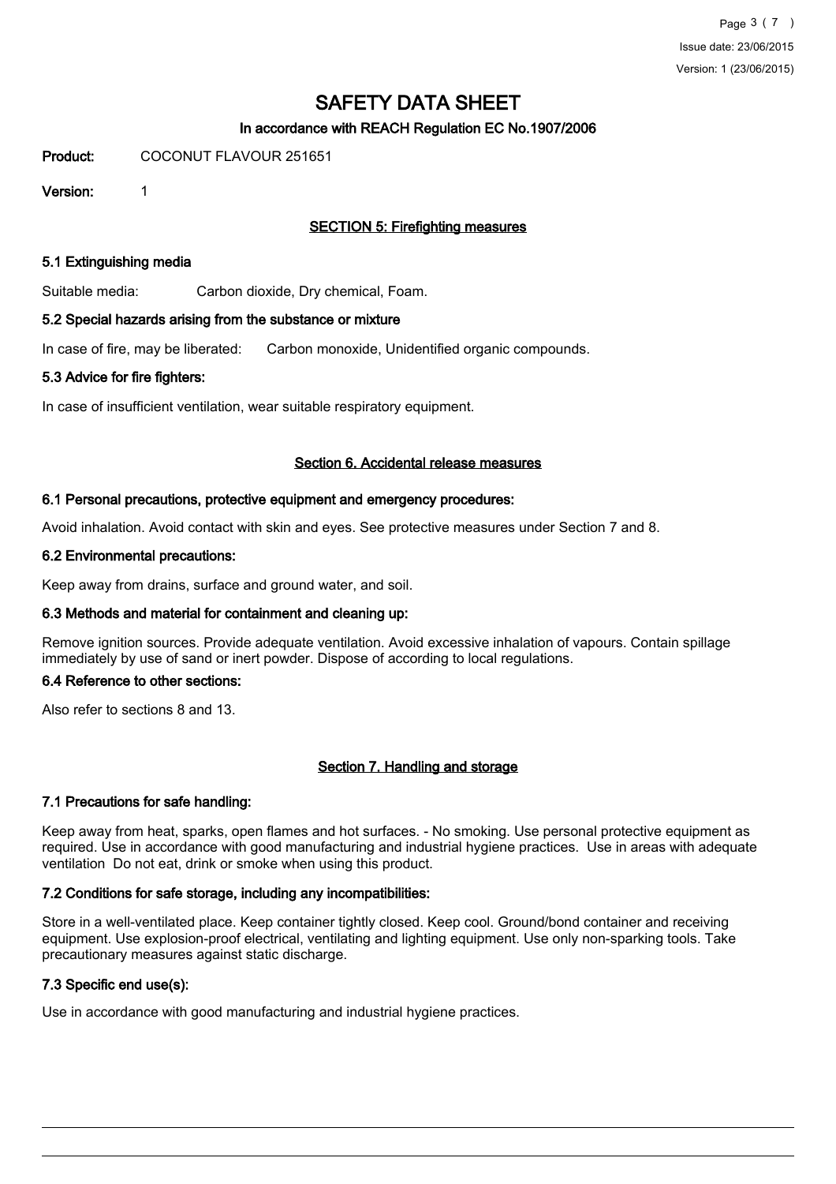# SAFETY DATA SHEET

In accordance with REACH Regulation EC No.1907/2006

**Product:** COCONUT FLAVOUR 251651

**Version:** 1

## SECTION 5: Firefighting measures

### 5.1 Extinguishing media

Suitable media: Carbon dioxide, Dry chemical, Foam.

### 5.2 Special hazards arising from the substance or mixture

In case of fire, may be liberated: Carbon monoxide, Unidentified organic compounds.

### 5.3 Advice for fire fighters:

In case of insufficient ventilation, wear suitable respiratory equipment.

## Section 6. Accidental release measures

### 6.1 Personal precautions, protective equipment and emergency procedures:

Avoid inhalation. Avoid contact with skin and eyes. See protective measures under Section 7 and 8.

### 6.2 Environmental precautions:

Keep away from drains, surface and ground water, and soil.

### 6.3 Methods and material for containment and cleaning up:

Remove ignition sources. Provide adequate ventilation. Avoid excessive inhalation of vapours. Contain spillage immediately by use of sand or inert powder. Dispose of according to local regulations.

### 6.4 Reference to other sections:

Also refer to sections 8 and 13.

## Section 7. Handling and storage

### 7.1 Precautions for safe handling:

Keep away from heat, sparks, open flames and hot surfaces. - No smoking. Use personal protective equipment as required. Use in accordance with good manufacturing and industrial hygiene practices. Use in areas with adequate ventilation Do not eat, drink or smoke when using this product.

### 7.2 Conditions for safe storage, including any incompatibilities:

Store in a well-ventilated place. Keep container tightly closed. Keep cool. Ground/bond container and receiving equipment. Use explosion-proof electrical, ventilating and lighting equipment. Use only non-sparking tools. Take precautionary measures against static discharge.

### 7.3 Specific end use(s):

Use in accordance with good manufacturing and industrial hygiene practices.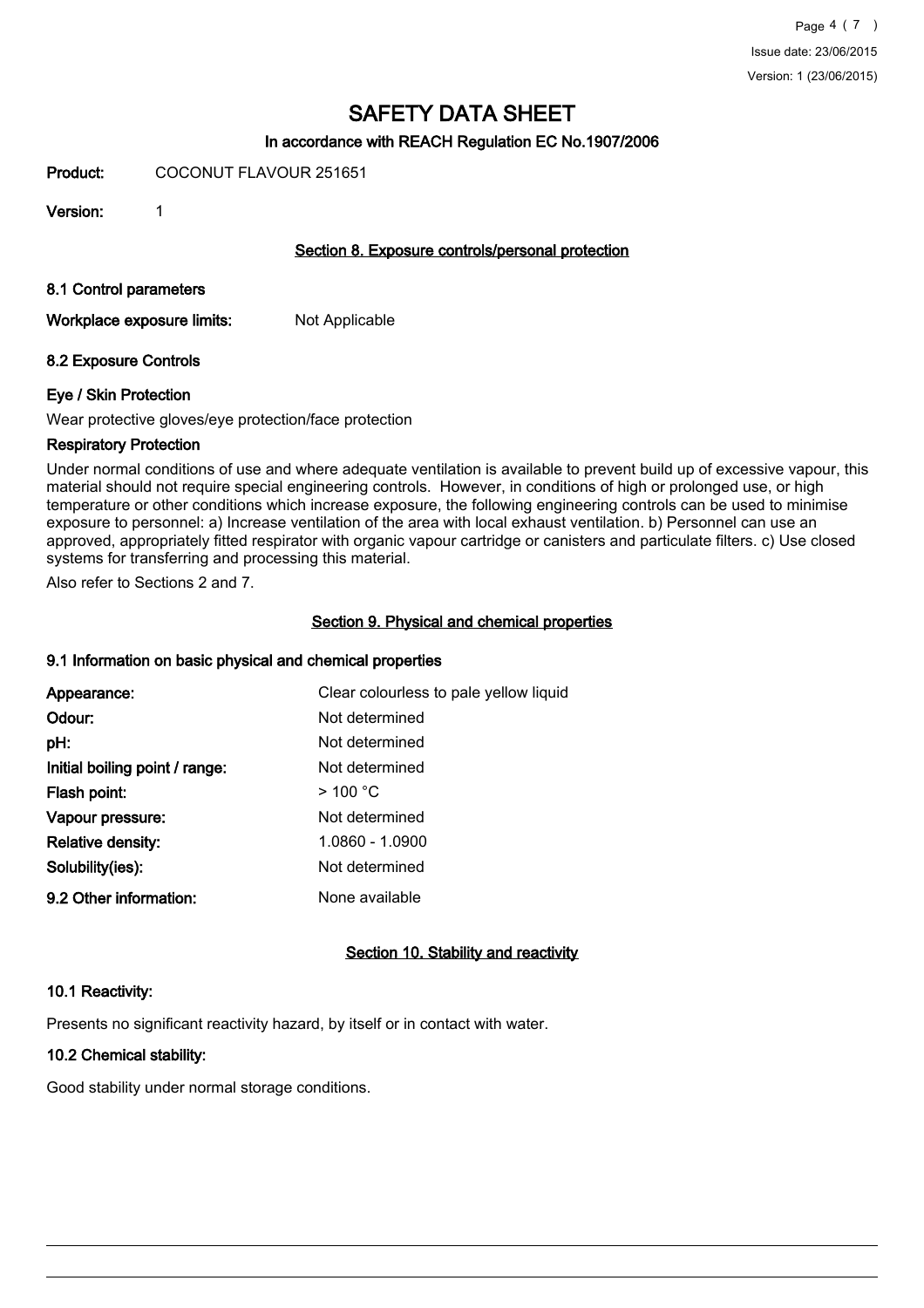# SAFETY DATA SHEET

**In accordance with REACH Regulation EC No.1907/2006**

**Product:** COCONUT FLAVOUR 251651

**Version:** 1

## Section 8. Exposure controls/personal protection

### 8.1 Control parameters

**Workplace exposure limits:** Not Applicable

### 8.2 Exposure Controls

#### Eye / Skin Protection

Wear protective gloves/eye protection/face protection

#### Respiratory Protection

Under normal conditions of use and where adequate ventilation is available to prevent build up of excessive vapour, this material should not require special engineering controls. However, in conditions of high or prolonged use, or high temperature or other conditions which increase exposure, the following engineering controls can be used to minimise exposure to personnel: a) Increase ventilation of the area with local exhaust ventilation. b) Personnel can use an approved, appropriately fitted respirator with organic vapour cartridge or canisters and particulate filters. c) Use closed systems for transferring and processing this material.

Also refer to Sections 2 and 7.

## Section 9. Physical and chemical properties

### 9.1 Information on basic physical and chemical properties

| | |
|---|---|
| **Appearance:** | Clear colourless to pale yellow liquid |
| **Odour:** | Not determined |
| **pH:** | Not determined |
| **Initial boiling point / range:** | Not determined |
| **Flash point:** | > 100 °C |
| **Vapour pressure:** | Not determined |
| **Relative density:** | 1.0860 - 1.0900 |
| **Solubility(ies):** | Not determined |

**9.2 Other information:** None available

## Section 10. Stability and reactivity

### 10.1 Reactivity:

Presents no significant reactivity hazard, by itself or in contact with water.

### 10.2 Chemical stability:

Good stability under normal storage conditions.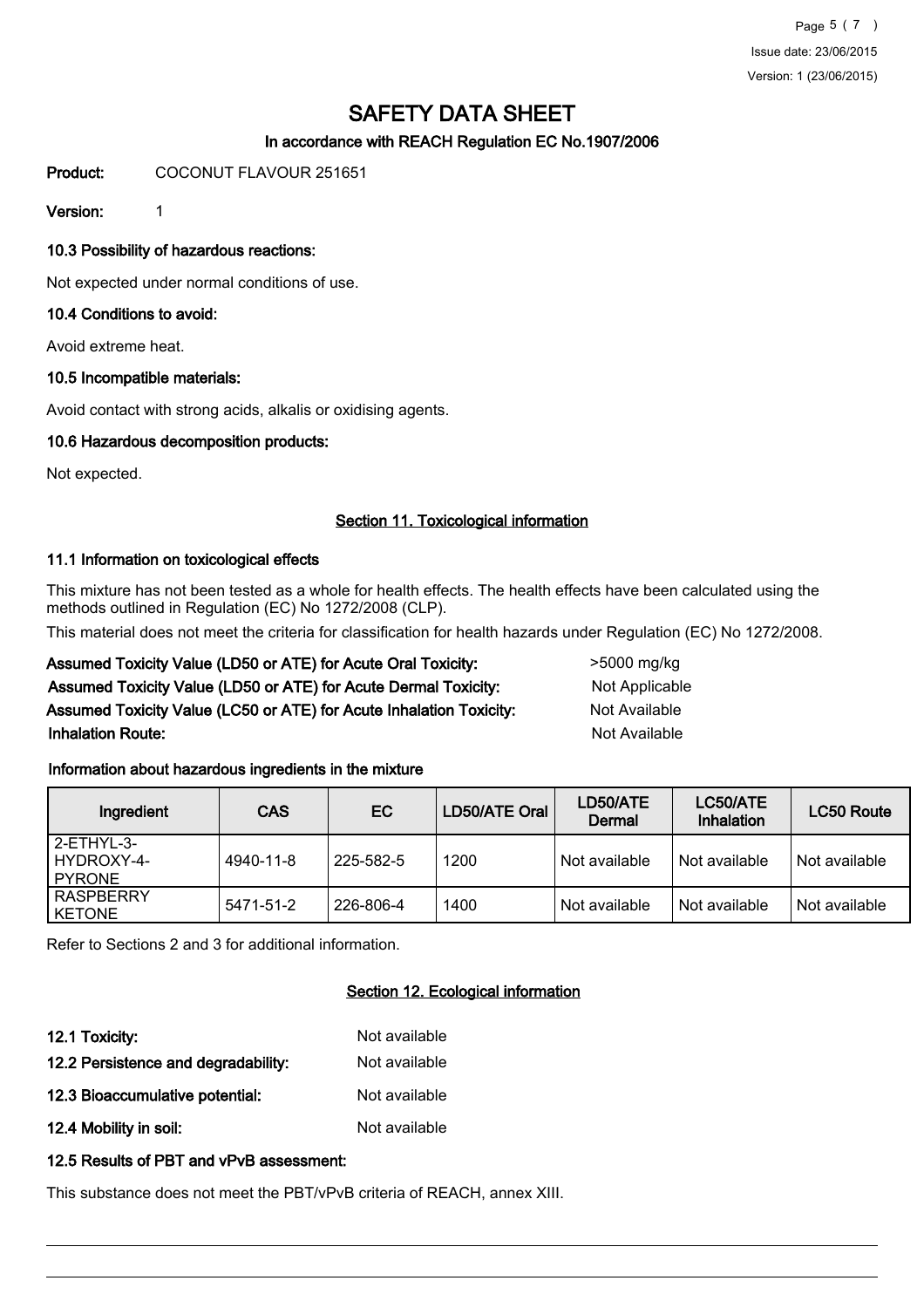# SAFETY DATA SHEET

### In accordance with REACH Regulation EC No.1907/2006

**Product:** COCONUT FLAVOUR 251651

**Version:** 1

### 10.3 Possibility of hazardous reactions:

Not expected under normal conditions of use.

### 10.4 Conditions to avoid:

Avoid extreme heat.

### 10.5 Incompatible materials:

Avoid contact with strong acids, alkalis or oxidising agents.

### 10.6 Hazardous decomposition products:

Not expected.

## Section 11. Toxicological information

### 11.1 Information on toxicological effects

This mixture has not been tested as a whole for health effects. The health effects have been calculated using the methods outlined in Regulation (EC) No 1272/2008 (CLP).

This material does not meet the criteria for classification for health hazards under Regulation (EC) No 1272/2008.

**Assumed Toxicity Value (LD50 or ATE) for Acute Oral Toxicity:** >5000 mg/kg

**Assumed Toxicity Value (LD50 or ATE) for Acute Dermal Toxicity:** Not Applicable

**Assumed Toxicity Value (LC50 or ATE) for Acute Inhalation Toxicity:** Not Available

**Inhalation Route:** Not Available

**Information about hazardous ingredients in the mixture**

| Ingredient | CAS | EC | LD50/ATE Oral | LD50/ATE Dermal | LC50/ATE Inhalation | LC50 Route |
|---|---|---|---|---|---|---|
| 2-ETHYL-3-HYDROXY-4-PYRONE | 4940-11-8 | 225-582-5 | 1200 | Not available | Not available | Not available |
| RASPBERRY KETONE | 5471-51-2 | 226-806-4 | 1400 | Not available | Not available | Not available |

Refer to Sections 2 and 3 for additional information.

## Section 12. Ecological information

**12.1 Toxicity:** Not available

**12.2 Persistence and degradability:** Not available

**12.3 Bioaccumulative potential:** Not available

**12.4 Mobility in soil:** Not available

### 12.5 Results of PBT and vPvB assessment:

This substance does not meet the PBT/vPvB criteria of REACH, annex XIII.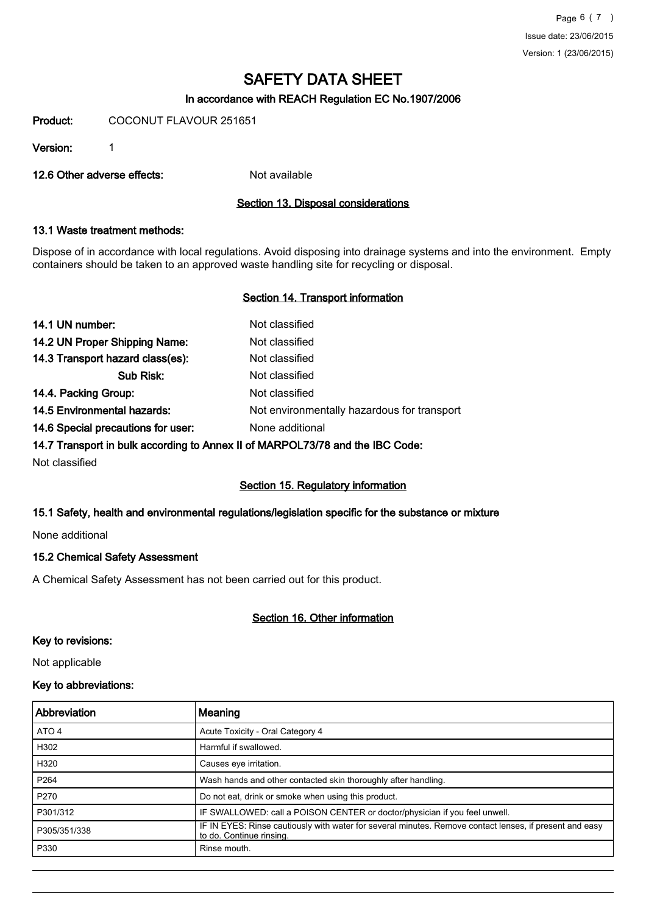# SAFETY DATA SHEET

## In accordance with REACH Regulation EC No.1907/2006

**Product:** COCONUT FLAVOUR 251651

**Version:** 1

**12.6 Other adverse effects:** Not available

## Section 13. Disposal considerations

### 13.1 Waste treatment methods:

Dispose of in accordance with local regulations. Avoid disposing into drainage systems and into the environment. Empty containers should be taken to an approved waste handling site for recycling or disposal.

## Section 14. Transport information

**14.1 UN number:** Not classified

**14.2 UN Proper Shipping Name:** Not classified

**14.3 Transport hazard class(es):** Not classified

**Sub Risk:** Not classified

**14.4. Packing Group:** Not classified

**14.5 Environmental hazards:** Not environmentally hazardous for transport

**14.6 Special precautions for user:** None additional

**14.7 Transport in bulk according to Annex II of MARPOL73/78 and the IBC Code:**

Not classified

## Section 15. Regulatory information

### 15.1 Safety, health and environmental regulations/legislation specific for the substance or mixture

None additional

### 15.2 Chemical Safety Assessment

A Chemical Safety Assessment has not been carried out for this product.

## Section 16. Other information

### Key to revisions:

Not applicable

### Key to abbreviations:

| Abbreviation | Meaning |
| --- | --- |
| ATO 4 | Acute Toxicity - Oral Category 4 |
| H302 | Harmful if swallowed. |
| H320 | Causes eye irritation. |
| P264 | Wash hands and other contacted skin thoroughly after handling. |
| P270 | Do not eat, drink or smoke when using this product. |
| P301/312 | IF SWALLOWED: call a POISON CENTER or doctor/physician if you feel unwell. |
| P305/351/338 | IF IN EYES: Rinse cautiously with water for several minutes. Remove contact lenses, if present and easy to do. Continue rinsing. |
| P330 | Rinse mouth. |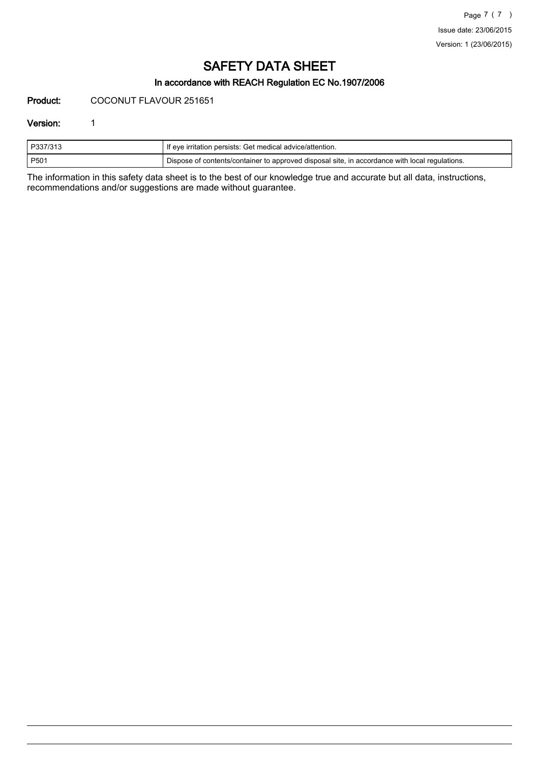| | |
|---|---|
| P337/313 | If eye irritation persists: Get medical advice/attention. |
| P501 | Dispose of contents/container to approved disposal site, in accordance with local regulations. |

The information in this safety data sheet is to the best of our knowledge true and accurate but all data, instructions, recommendations and/or suggestions are made without guarantee.